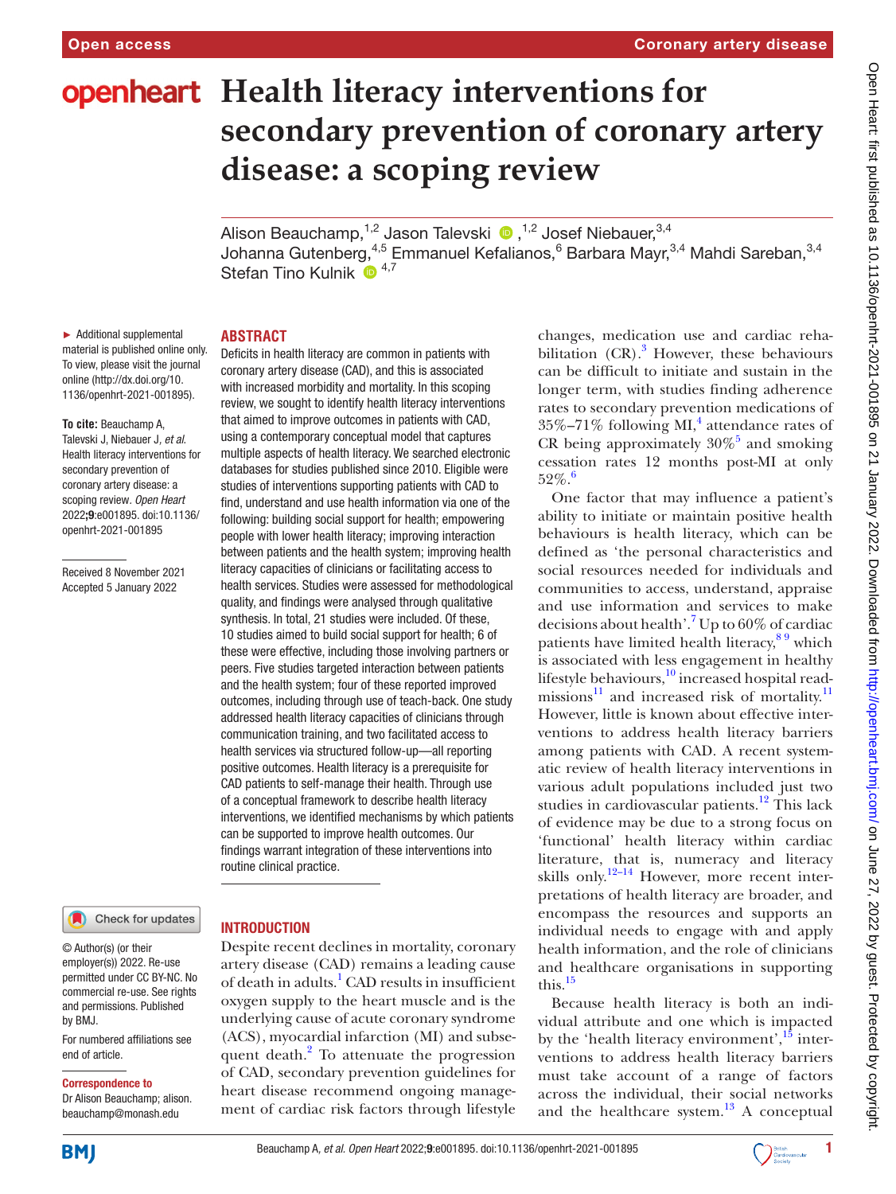# Health literacy interventions for secondary prevention of coronary artery disease: a scoping review

Alison Beauchamp,[1,2] Jason Talevski,[1,2] Josef Niebauer,[3,4] Johanna Gutenberg,[4,5] Emmanuel Kefalianos,[6] Barbara Mayr,[3,4] Mahdi Sareban,[3,4] Stefan Tino Kulnik[4,7]

► Additional supplemental material is published online only. To view, please visit the journal online (http://dx.doi.org/10.1136/openhrt-2021-001895).

**To cite:** Beauchamp A, Talevski J, Niebauer J, *et al*. Health literacy interventions for secondary prevention of coronary artery disease: a scoping review. *Open Heart* 2022;**9**:e001895. doi:10.1136/openhrt-2021-001895

Received 8 November 2021
Accepted 5 January 2022

© Author(s) (or their employer(s)) 2022. Re-use permitted under CC BY-NC. No commercial re-use. See rights and permissions. Published by BMJ.

For numbered affiliations see end of article.

**Correspondence to**
Dr Alison Beauchamp; alison.beauchamp@monash.edu

## ABSTRACT

Deficits in health literacy are common in patients with coronary artery disease (CAD), and this is associated with increased morbidity and mortality. In this scoping review, we sought to identify health literacy interventions that aimed to improve outcomes in patients with CAD, using a contemporary conceptual model that captures multiple aspects of health literacy. We searched electronic databases for studies published since 2010. Eligible were studies of interventions supporting patients with CAD to find, understand and use health information via one of the following: building social support for health; empowering people with lower health literacy; improving interaction between patients and the health system; improving health literacy capacities of clinicians or facilitating access to health services. Studies were assessed for methodological quality, and findings were analysed through qualitative synthesis. In total, 21 studies were included. Of these, 10 studies aimed to build social support for health; 6 of these were effective, including those involving partners or peers. Five studies targeted interaction between patients and the health system; four of these reported improved outcomes, including through use of teach-back. One study addressed health literacy capacities of clinicians through communication training, and two facilitated access to health services via structured follow-up—all reporting positive outcomes. Health literacy is a prerequisite for CAD patients to self-manage their health. Through use of a conceptual framework to describe health literacy interventions, we identified mechanisms by which patients can be supported to improve health outcomes. Our findings warrant integration of these interventions into routine clinical practice.

## INTRODUCTION

Despite recent declines in mortality, coronary artery disease (CAD) remains a leading cause of death in adults.[1] CAD results in insufficient oxygen supply to the heart muscle and is the underlying cause of acute coronary syndrome (ACS), myocardial infarction (MI) and subsequent death.[2] To attenuate the progression of CAD, secondary prevention guidelines for heart disease recommend ongoing management of cardiac risk factors through lifestyle changes, medication use and cardiac rehabilitation (CR).[3] However, these behaviours can be difficult to initiate and sustain in the longer term, with studies finding adherence rates to secondary prevention medications of 35%–71% following MI,[4] attendance rates of CR being approximately 30%[5] and smoking cessation rates 12 months post-MI at only 52%.[6]

One factor that may influence a patient's ability to initiate or maintain positive health behaviours is health literacy, which can be defined as 'the personal characteristics and social resources needed for individuals and communities to access, understand, appraise and use information and services to make decisions about health'.[7] Up to 60% of cardiac patients have limited health literacy,[8,9] which is associated with less engagement in healthy lifestyle behaviours,[10] increased hospital readmissions[11] and increased risk of mortality.[11] However, little is known about effective interventions to address health literacy barriers among patients with CAD. A recent systematic review of health literacy interventions in various adult populations included just two studies in cardiovascular patients.[12] This lack of evidence may be due to a strong focus on 'functional' health literacy within cardiac literature, that is, numeracy and literacy skills only.[12–14] However, more recent interpretations of health literacy are broader, and encompass the resources and supports an individual needs to engage with and apply health information, and the role of clinicians and healthcare organisations in supporting this.[15]

Because health literacy is both an individual attribute and one which is impacted by the 'health literacy environment',[15] interventions to address health literacy barriers must take account of a range of factors across the individual, their social networks and the healthcare system.[13] A conceptual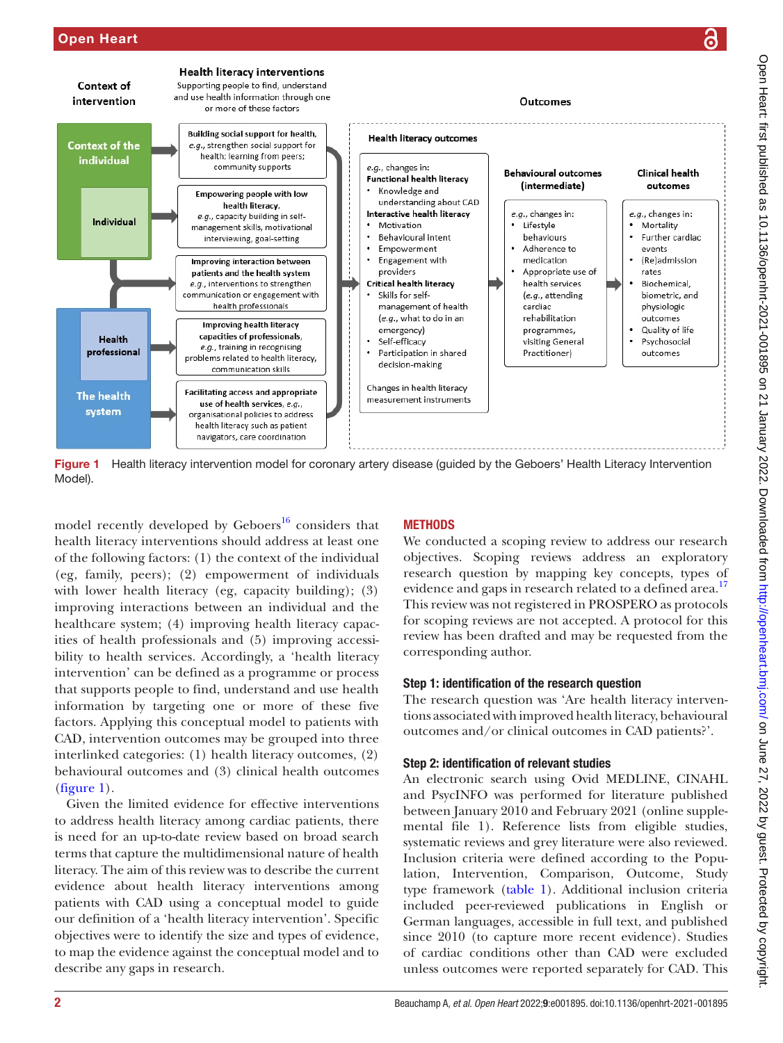Figure 1 Health literacy intervention model for coronary artery disease (guided by the Geboers' Health Literacy Intervention Model).

model recently developed by Geboers[16] considers that health literacy interventions should address at least one of the following factors: (1) the context of the individual (eg, family, peers); (2) empowerment of individuals with lower health literacy (eg, capacity building); (3) improving interactions between an individual and the healthcare system; (4) improving health literacy capacities of health professionals and (5) improving accessibility to health services. Accordingly, a 'health literacy intervention' can be defined as a programme or process that supports people to find, understand and use health information by targeting one or more of these five factors. Applying this conceptual model to patients with CAD, intervention outcomes may be grouped into three interlinked categories: (1) health literacy outcomes, (2) behavioural outcomes and (3) clinical health outcomes (figure 1).

Given the limited evidence for effective interventions to address health literacy among cardiac patients, there is need for an up-to-date review based on broad search terms that capture the multidimensional nature of health literacy. The aim of this review was to describe the current evidence about health literacy interventions among patients with CAD using a conceptual model to guide our definition of a 'health literacy intervention'. Specific objectives were to identify the size and types of evidence, to map the evidence against the conceptual model and to describe any gaps in research.

## METHODS

We conducted a scoping review to address our research objectives. Scoping reviews address an exploratory research question by mapping key concepts, types of evidence and gaps in research related to a defined area.[17] This review was not registered in PROSPERO as protocols for scoping reviews are not accepted. A protocol for this review has been drafted and may be requested from the corresponding author.

### Step 1: identification of the research question

The research question was 'Are health literacy interventions associated with improved health literacy, behavioural outcomes and/or clinical outcomes in CAD patients?'.

### Step 2: identification of relevant studies

An electronic search using Ovid MEDLINE, CINAHL and PsycINFO was performed for literature published between January 2010 and February 2021 (online supplemental file 1). Reference lists from eligible studies, systematic reviews and grey literature were also reviewed. Inclusion criteria were defined according to the Population, Intervention, Comparison, Outcome, Study type framework (table 1). Additional inclusion criteria included peer-reviewed publications in English or German languages, accessible in full text, and published since 2010 (to capture more recent evidence). Studies of cardiac conditions other than CAD were excluded unless outcomes were reported separately for CAD. This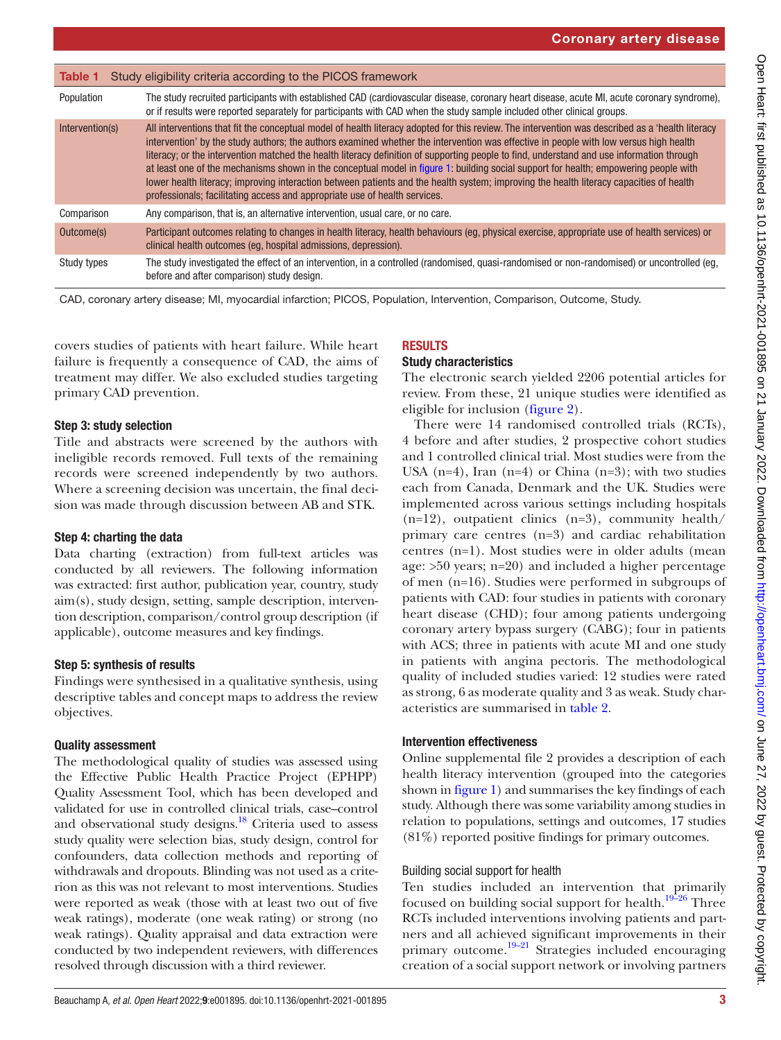Table 1 Study eligibility criteria according to the PICOS framework

| | |
|---|---|
| Population | The study recruited participants with established CAD (cardiovascular disease, coronary heart disease, acute MI, acute coronary syndrome), or if results were reported separately for participants with CAD when the study sample included other clinical groups. |
| Intervention(s) | All interventions that fit the conceptual model of health literacy adopted for this review. The intervention was described as a 'health literacy intervention' by the study authors; the authors examined whether the intervention was effective in people with low versus high health literacy; or the intervention matched the health literacy definition of supporting people to find, understand and use information through at least one of the mechanisms shown in the conceptual model in figure 1: building social support for health; empowering people with lower health literacy; improving interaction between patients and the health system; improving the health literacy capacities of health professionals; facilitating access and appropriate use of health services. |
| Comparison | Any comparison, that is, an alternative intervention, usual care, or no care. |
| Outcome(s) | Participant outcomes relating to changes in health literacy, health behaviours (eg, physical exercise, appropriate use of health services) or clinical health outcomes (eg, hospital admissions, depression). |
| Study types | The study investigated the effect of an intervention, in a controlled (randomised, quasi-randomised or non-randomised) or uncontrolled (eg, before and after comparison) study design. |

CAD, coronary artery disease; MI, myocardial infarction; PICOS, Population, Intervention, Comparison, Outcome, Study.

covers studies of patients with heart failure. While heart failure is frequently a consequence of CAD, the aims of treatment may differ. We also excluded studies targeting primary CAD prevention.

### Step 3: study selection

Title and abstracts were screened by the authors with ineligible records removed. Full texts of the remaining records were screened independently by two authors. Where a screening decision was uncertain, the final decision was made through discussion between AB and STK.

### Step 4: charting the data

Data charting (extraction) from full-text articles was conducted by all reviewers. The following information was extracted: first author, publication year, country, study aim(s), study design, setting, sample description, intervention description, comparison/control group description (if applicable), outcome measures and key findings.

### Step 5: synthesis of results

Findings were synthesised in a qualitative synthesis, using descriptive tables and concept maps to address the review objectives.

### Quality assessment

The methodological quality of studies was assessed using the Effective Public Health Practice Project (EPHPP) Quality Assessment Tool, which has been developed and validated for use in controlled clinical trials, case–control and observational study designs.[18] Criteria used to assess study quality were selection bias, study design, control for confounders, data collection methods and reporting of withdrawals and dropouts. Blinding was not used as a criterion as this was not relevant to most interventions. Studies were reported as weak (those with at least two out of five weak ratings), moderate (one weak rating) or strong (no weak ratings). Quality appraisal and data extraction were conducted by two independent reviewers, with differences resolved through discussion with a third reviewer.

## RESULTS

### Study characteristics

The electronic search yielded 2206 potential articles for review. From these, 21 unique studies were identified as eligible for inclusion (figure 2).

There were 14 randomised controlled trials (RCTs), 4 before and after studies, 2 prospective cohort studies and 1 controlled clinical trial. Most studies were from the USA (n=4), Iran (n=4) or China (n=3); with two studies each from Canada, Denmark and the UK. Studies were implemented across various settings including hospitals (n=12), outpatient clinics (n=3), community health/primary care centres (n=3) and cardiac rehabilitation centres (n=1). Most studies were in older adults (mean age: >50 years; n=20) and included a higher percentage of men (n=16). Studies were performed in subgroups of patients with CAD: four studies in patients with coronary heart disease (CHD); four among patients undergoing coronary artery bypass surgery (CABG); four in patients with ACS; three in patients with acute MI and one study in patients with angina pectoris. The methodological quality of included studies varied: 12 studies were rated as strong, 6 as moderate quality and 3 as weak. Study characteristics are summarised in table 2.

### Intervention effectiveness

Online supplemental file 2 provides a description of each health literacy intervention (grouped into the categories shown in figure 1) and summarises the key findings of each study. Although there was some variability among studies in relation to populations, settings and outcomes, 17 studies (81%) reported positive findings for primary outcomes.

#### Building social support for health

Ten studies included an intervention that primarily focused on building social support for health.[19–26] Three RCTs included interventions involving patients and partners and all achieved significant improvements in their primary outcome.[19–21] Strategies included encouraging creation of a social support network or involving partners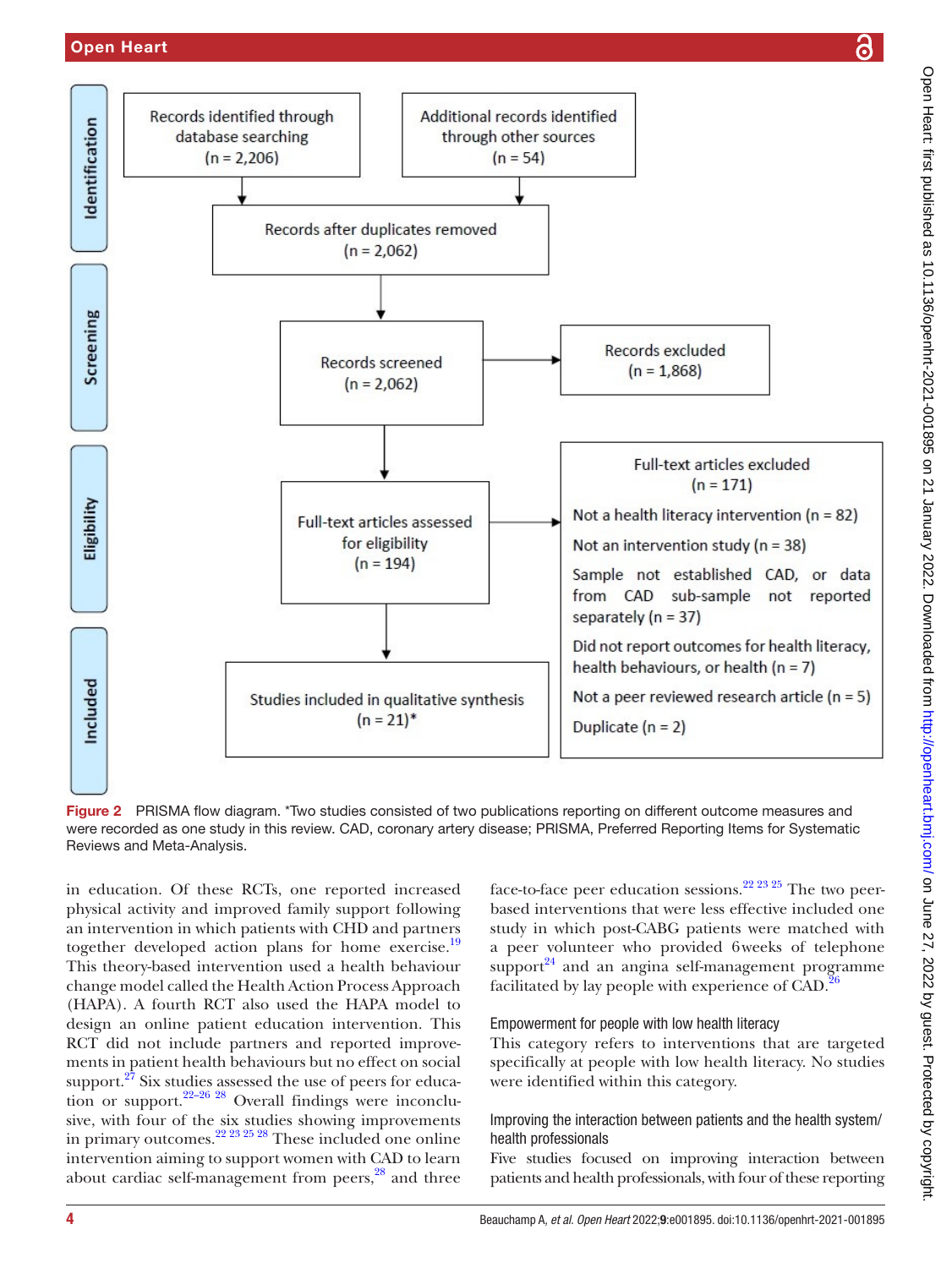Identification

Records identified through database searching (n = 2,206)

Additional records identified through other sources (n = 54)

Records after duplicates removed (n = 2,062)

Screening

Records screened (n = 2,062)

Records excluded (n = 1,868)

Eligibility

Full-text articles assessed for eligibility (n = 194)

Full-text articles excluded (n = 171)

- Not a health literacy intervention (n = 82)
- Not an intervention study (n = 38)
- Sample not established CAD, or data from CAD sub-sample not reported separately (n = 37)
- Did not report outcomes for health literacy, health behaviours, or health (n = 7)
- Not a peer reviewed research article (n = 5)
- Duplicate (n = 2)

Included

Studies included in qualitative synthesis (n = 21)*

**Figure 2** PRISMA flow diagram. *Two studies consisted of two publications reporting on different outcome measures and were recorded as one study in this review. CAD, coronary artery disease; PRISMA, Preferred Reporting Items for Systematic Reviews and Meta-Analysis.

in education. Of these RCTs, one reported increased physical activity and improved family support following an intervention in which patients with CHD and partners together developed action plans for home exercise.[19] This theory-based intervention used a health behaviour change model called the Health Action Process Approach (HAPA). A fourth RCT also used the HAPA model to design an online patient education intervention. This RCT did not include partners and reported improvements in patient health behaviours but no effect on social support.[27] Six studies assessed the use of peers for education or support.[22–26 28] Overall findings were inconclusive, with four of the six studies showing improvements in primary outcomes.[22 23 25 28] These included one online intervention aiming to support women with CAD to learn about cardiac self-management from peers,[28] and three face-to-face peer education sessions.[22 23 25] The two peer-based interventions that were less effective included one study in which post-CABG patients were matched with a peer volunteer who provided 6weeks of telephone support[24] and an angina self-management programme facilitated by lay people with experience of CAD.[26]

### Empowerment for people with low health literacy

This category refers to interventions that are targeted specifically at people with low health literacy. No studies were identified within this category.

### Improving the interaction between patients and the health system/health professionals

Five studies focused on improving interaction between patients and health professionals, with four of these reporting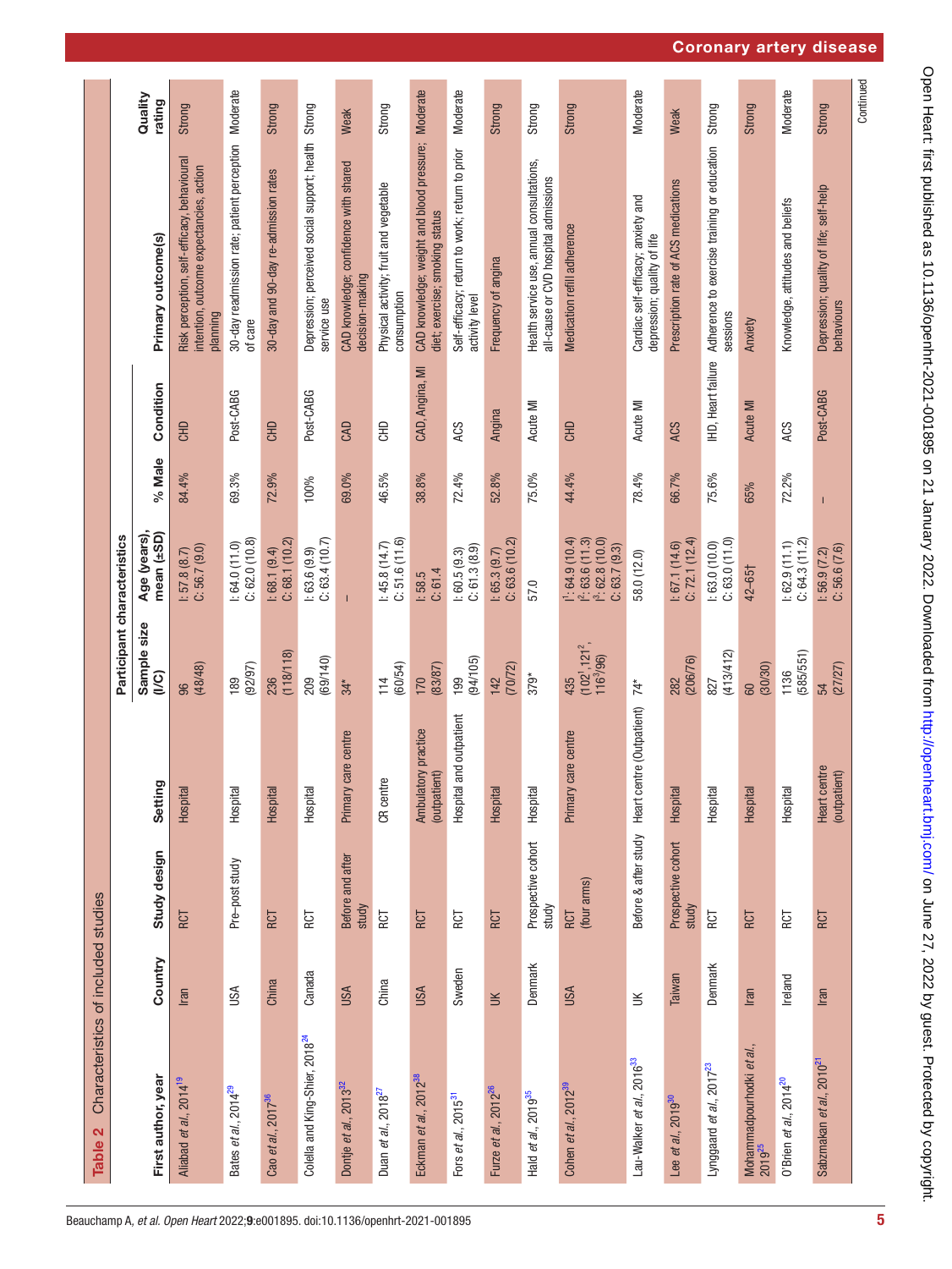**Table 2** Characteristics of included studies

| First author, year | Country | Study design | Setting | Participant characteristics | | | Condition | Primary outcome(s) | Quality rating |
|---|---|---|---|---|---|---|---|---|---|
| | | | | Sample size (I/C) | Age (years), mean (±SD) | % Male | | | |
| Aliabad *et al.*, 2014[19] | Iran | RCT | Hospital | 96 (48/48) | I: 57.8 (8.7) C: 56.7 (9.0) | 84.4% | CHD | Risk perception, self-efficacy, behavioural intention, outcome expectancies, action planning | Strong |
| Bates *et al.*, 2014[29] | USA | Pre–post study | Hospital | 189 (92/97) | I: 64.0 (11.0) C: 62.0 (10.8) | 69.3% | Post-CABG | 30-day readmission rate; patient perception of care | Moderate |
| Cao *et al.*, 2017[36] | China | RCT | Hospital | 236 (118/118) | I: 68.1 (9.4) C: 68.1 (10.2) | 72.9% | CHD | 30-day and 90-day re-admission rates | Strong |
| Colella and King-Shier, 2018[24] | Canada | RCT | Hospital | 209 (69/140) | I: 63.6 (9.9) C: 63.4 (10.7) | 100% | Post-CABG | Depression; perceived social support; health service use | Strong |
| Dontje *et al.*, 2013[32] | USA | Before and after study | Primary care centre | 34* | – | 69.0% | CAD | CAD knowledge; confidence with shared decision-making | Weak |
| Duan *et al.*, 2018[27] | China | RCT | CR centre | 114 (60/54) | I: 45.8 (14.7) C: 51.6 (11.6) | 46.5% | CHD | Physical activity; fruit and vegetable consumption | Strong |
| Eckman *et al.*, 2012[28] | USA | RCT | Ambulatory practice (outpatient) | 170 (83/87) | I: 58.5 C: 61.4 | 38.8% | CAD, Angina, MI | CAD knowledge; weight and blood pressure; diet; exercise; smoking status | Moderate |
| Fors *et al.*, 2015[31] | Sweden | RCT | Hospital and outpatient | 199 (94/105) | I: 60.5 (9.3) C: 61.3 (8.9) | 72.4% | ACS | Self-efficacy; return to work; return to prior activity level | Moderate |
| Furze *et al.*, 2012[26] | UK | RCT | Hospital | 142 (70/72) | I: 65.3 (9.7) C: 63.6 (10.2) | 52.8% | Angina | Frequency of angina | Strong |
| Hald *et al.*, 2019[35] | Denmark | Prospective cohort study | Hospital | 379* | 57.0 | 75.0% | Acute MI | Health service use, annual consultations, all-cause or CVD hospital admissions | Strong |
| Cohen *et al.*, 2012[39] | USA | RCT (four arms) | Primary care centre | 435 ($102^1$, $121^2$, $116^3$/96) | $I^1$: 64.9 (10.4) $I^2$: 63.6 (11.3) $I^3$: 62.8 (10.0) C: 63.7 (9.3) | 44.4% | CHD | Medication refill adherence | Strong |
| Lau-Walker *et al.*, 2016[33] | UK | Before & after study | Heart centre (Outpatient) | 74* | 58.0 (12.0) | 78.4% | Acute MI | Cardiac self-efficacy; anxiety and depression; quality of life | Moderate |
| Lee *et al.*, 2019[30] | Taiwan | Prospective cohort study | Hospital | 282 (206/76) | I: 67.1 (14.6) C: 72.1 (12.4) | 66.7% | ACS | Prescription rate of ACS medications | Weak |
| Lynggaard *et al.*, 2017[23] | Denmark | RCT | Hospital | 827 (413/412) | I: 63.0 (10.0) C: 63.0 (11.0) | 75.6% | IHD, Heart failure | Adherence to exercise training or education sessions | Strong |
| Mohammadpourhodki *et al.*, 2019[25] | Iran | RCT | Hospital | 60 (30/30) | 42–65† | 65% | Acute MI | Anxiety | Strong |
| O'Brien *et al.*, 2014[20] | Ireland | RCT | Hospital | 1136 (585/551) | I: 62.9 (11.1) C: 64.3 (11.2) | 72.2% | ACS | Knowledge, attitudes and beliefs | Moderate |
| Sabzmakan *et al.*, 2010[21] | Iran | RCT | Heart centre (outpatient) | 54 (27/27) | I: 56.9 (7.2) C: 56.6 (7.6) | – | Post-CABG | Depression; quality of life; self-help behaviours | Strong |

Continued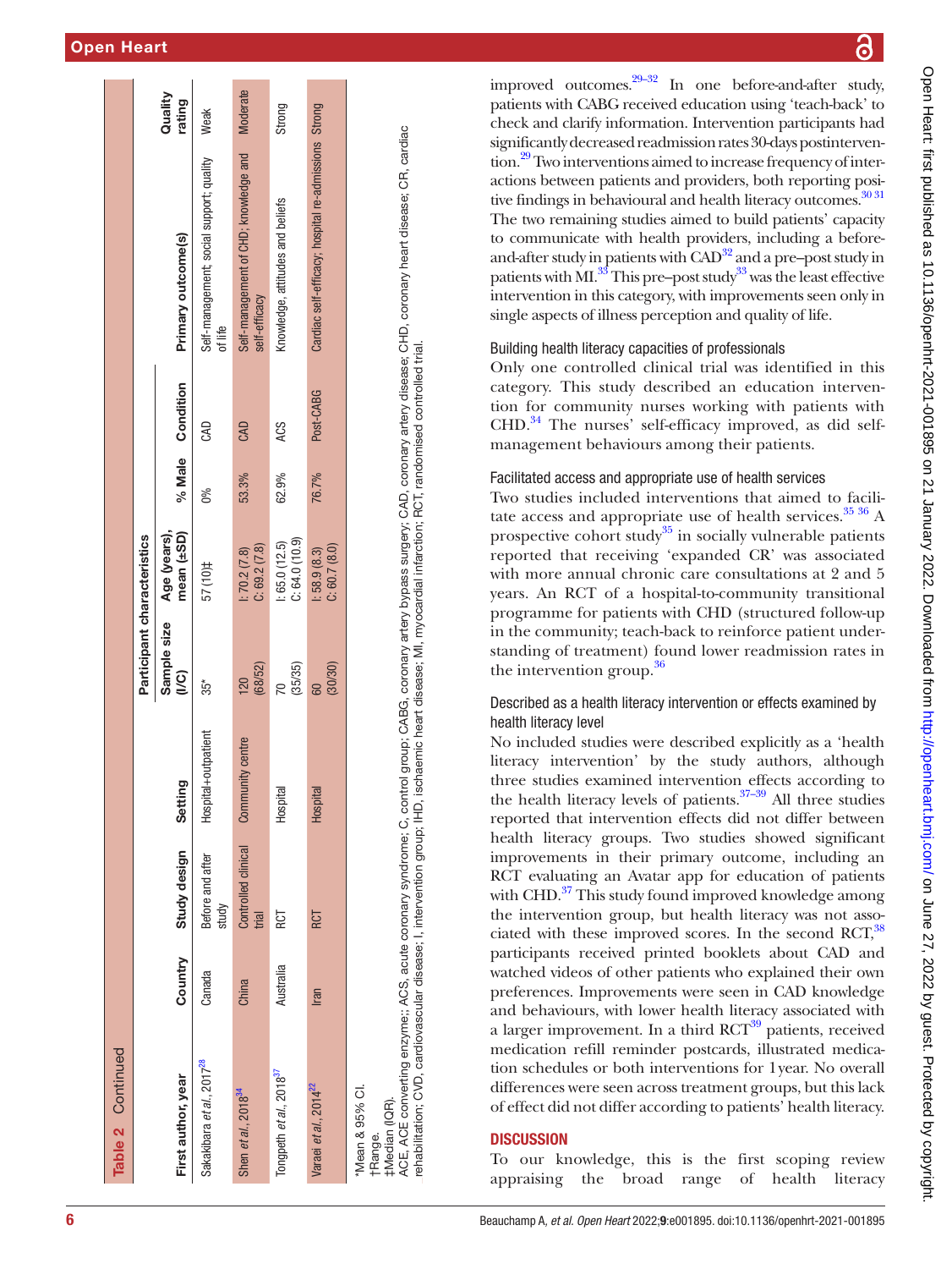**Table 2** Continued

| First author, year | Country | Study design | Setting | Participant characteristics | | | Condition | Primary outcome(s) | Quality rating |
|---|---|---|---|---|---|---|---|---|---|
| | | | | Sample size (I/C) | Age (years), mean (±SD) | % Male | | | |
| Sakakibara *et al.*, 2017[28] | Canada | Before and after study | Hospital+outpatient | 35* | 57 (10)‡ | 0% | CAD | Self-management; social support; quality of life | Weak |
| Shen *et al.*, 2018[34] | China | Controlled clinical trial | Community centre | 120 (68/52) | I: 70.2 (7.8) C: 69.2 (7.8) | 53.3% | CAD | Self-management of CHD; knowledge and self-efficacy | Moderate |
| Tongpeth *et al.*, 2018[37] | Australia | RCT | Hospital | 70 (35/35) | I: 65.0 (12.5) C: 64.0 (10.9) | 62.9% | ACS | Knowledge, attitudes and beliefs | Strong |
| Varaei *et al.*, 2014[22] | Iran | RCT | Hospital | 60 (30/30) | I: 58.9 (8.3) C: 60.7 (8.0) | 76.7% | Post-CABG | Cardiac self-efficacy; hospital re-admissions | Strong |

*Mean & 95% CI.
†Range.
‡Median (IQR).
ACE, ACE converting enzyme;; ACS, acute coronary syndrome; C, control group; CABG, coronary artery bypass surgery; CAD, coronary artery disease; CHD, coronary heart disease; CR, cardiac rehabilitation; CVD, cardiovascular disease; I, intervention group; IHD, ischaemic heart disease; MI, myocardial infarction; RCT, randomised controlled trial.

improved outcomes.[29–32] In one before-and-after study, patients with CABG received education using 'teach-back' to check and clarify information. Intervention participants had significantly decreased readmission rates 30-days postintervention.[29] Two interventions aimed to increase frequency of interactions between patients and providers, both reporting positive findings in behavioural and health literacy outcomes.[30 31] The two remaining studies aimed to build patients' capacity to communicate with health providers, including a before-and-after study in patients with CAD[32] and a pre–post study in patients with MI.[33] This pre–post study[33] was the least effective intervention in this category, with improvements seen only in single aspects of illness perception and quality of life.

### Building health literacy capacities of professionals

Only one controlled clinical trial was identified in this category. This study described an education intervention for community nurses working with patients with CHD.[34] The nurses' self-efficacy improved, as did self-management behaviours among their patients.

### Facilitated access and appropriate use of health services

Two studies included interventions that aimed to facilitate access and appropriate use of health services.[35 36] A prospective cohort study[35] in socially vulnerable patients reported that receiving 'expanded CR' was associated with more annual chronic care consultations at 2 and 5 years. An RCT of a hospital-to-community transitional programme for patients with CHD (structured follow-up in the community; teach-back to reinforce patient understanding of treatment) found lower readmission rates in the intervention group.[36]

### Described as a health literacy intervention or effects examined by health literacy level

No included studies were described explicitly as a 'health literacy intervention' by the study authors, although three studies examined intervention effects according to the health literacy levels of patients.[37–39] All three studies reported that intervention effects did not differ between health literacy groups. Two studies showed significant improvements in their primary outcome, including an RCT evaluating an Avatar app for education of patients with CHD.[37] This study found improved knowledge among the intervention group, but health literacy was not associated with these improved scores. In the second RCT,[38] participants received printed booklets about CAD and watched videos of other patients who explained their own preferences. Improvements were seen in CAD knowledge and behaviours, with lower health literacy associated with a larger improvement. In a third RCT[39] patients, received medication refill reminder postcards, illustrated medication schedules or both interventions for 1 year. No overall differences were seen across treatment groups, but this lack of effect did not differ according to patients' health literacy.

## DISCUSSION

To our knowledge, this is the first scoping review appraising the broad range of health literacy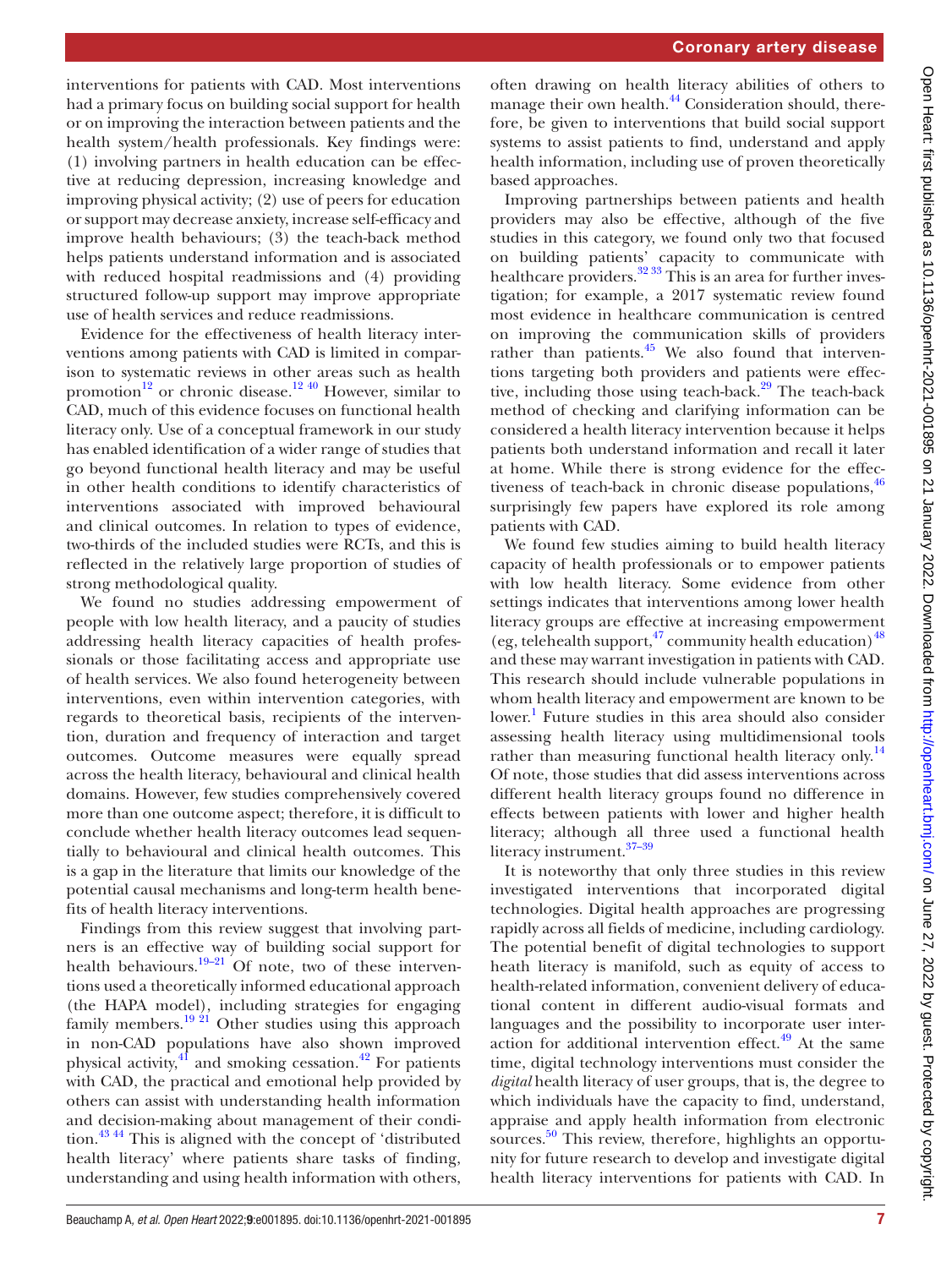interventions for patients with CAD. Most interventions had a primary focus on building social support for health or on improving the interaction between patients and the health system/health professionals. Key findings were: (1) involving partners in health education can be effective at reducing depression, increasing knowledge and improving physical activity; (2) use of peers for education or support may decrease anxiety, increase self-efficacy and improve health behaviours; (3) the teach-back method helps patients understand information and is associated with reduced hospital readmissions and (4) providing structured follow-up support may improve appropriate use of health services and reduce readmissions.

Evidence for the effectiveness of health literacy interventions among patients with CAD is limited in comparison to systematic reviews in other areas such as health promotion[12] or chronic disease.[12 40] However, similar to CAD, much of this evidence focuses on functional health literacy only. Use of a conceptual framework in our study has enabled identification of a wider range of studies that go beyond functional health literacy and may be useful in other health conditions to identify characteristics of interventions associated with improved behavioural and clinical outcomes. In relation to types of evidence, two-thirds of the included studies were RCTs, and this is reflected in the relatively large proportion of studies of strong methodological quality.

We found no studies addressing empowerment of people with low health literacy, and a paucity of studies addressing health literacy capacities of health professionals or those facilitating access and appropriate use of health services. We also found heterogeneity between interventions, even within intervention categories, with regards to theoretical basis, recipients of the intervention, duration and frequency of interaction and target outcomes. Outcome measures were equally spread across the health literacy, behavioural and clinical health domains. However, few studies comprehensively covered more than one outcome aspect; therefore, it is difficult to conclude whether health literacy outcomes lead sequentially to behavioural and clinical health outcomes. This is a gap in the literature that limits our knowledge of the potential causal mechanisms and long-term health benefits of health literacy interventions.

Findings from this review suggest that involving partners is an effective way of building social support for health behaviours.[19–21] Of note, two of these interventions used a theoretically informed educational approach (the HAPA model), including strategies for engaging family members.[19 21] Other studies using this approach in non-CAD populations have also shown improved physical activity,[41] and smoking cessation.[42] For patients with CAD, the practical and emotional help provided by others can assist with understanding health information and decision-making about management of their condition.[43 44] This is aligned with the concept of 'distributed health literacy' where patients share tasks of finding, understanding and using health information with others, often drawing on health literacy abilities of others to manage their own health.[44] Consideration should, therefore, be given to interventions that build social support systems to assist patients to find, understand and apply health information, including use of proven theoretically based approaches.

Improving partnerships between patients and health providers may also be effective, although of the five studies in this category, we found only two that focused on building patients' capacity to communicate with healthcare providers.[32 33] This is an area for further investigation; for example, a 2017 systematic review found most evidence in healthcare communication is centred on improving the communication skills of providers rather than patients.[45] We also found that interventions targeting both providers and patients were effective, including those using teach-back.[29] The teach-back method of checking and clarifying information can be considered a health literacy intervention because it helps patients both understand information and recall it later at home. While there is strong evidence for the effectiveness of teach-back in chronic disease populations,[46] surprisingly few papers have explored its role among patients with CAD.

We found few studies aiming to build health literacy capacity of health professionals or to empower patients with low health literacy. Some evidence from other settings indicates that interventions among lower health literacy groups are effective at increasing empowerment (eg, telehealth support,[47] community health education)[48] and these may warrant investigation in patients with CAD. This research should include vulnerable populations in whom health literacy and empowerment are known to be lower.[1] Future studies in this area should also consider assessing health literacy using multidimensional tools rather than measuring functional health literacy only.[14] Of note, those studies that did assess interventions across different health literacy groups found no difference in effects between patients with lower and higher health literacy; although all three used a functional health literacy instrument.[37–39]

It is noteworthy that only three studies in this review investigated interventions that incorporated digital technologies. Digital health approaches are progressing rapidly across all fields of medicine, including cardiology. The potential benefit of digital technologies to support heath literacy is manifold, such as equity of access to health-related information, convenient delivery of educational content in different audio-visual formats and languages and the possibility to incorporate user interaction for additional intervention effect.[49] At the same time, digital technology interventions must consider the *digital* health literacy of user groups, that is, the degree to which individuals have the capacity to find, understand, appraise and apply health information from electronic sources.[50] This review, therefore, highlights an opportunity for future research to develop and investigate digital health literacy interventions for patients with CAD. In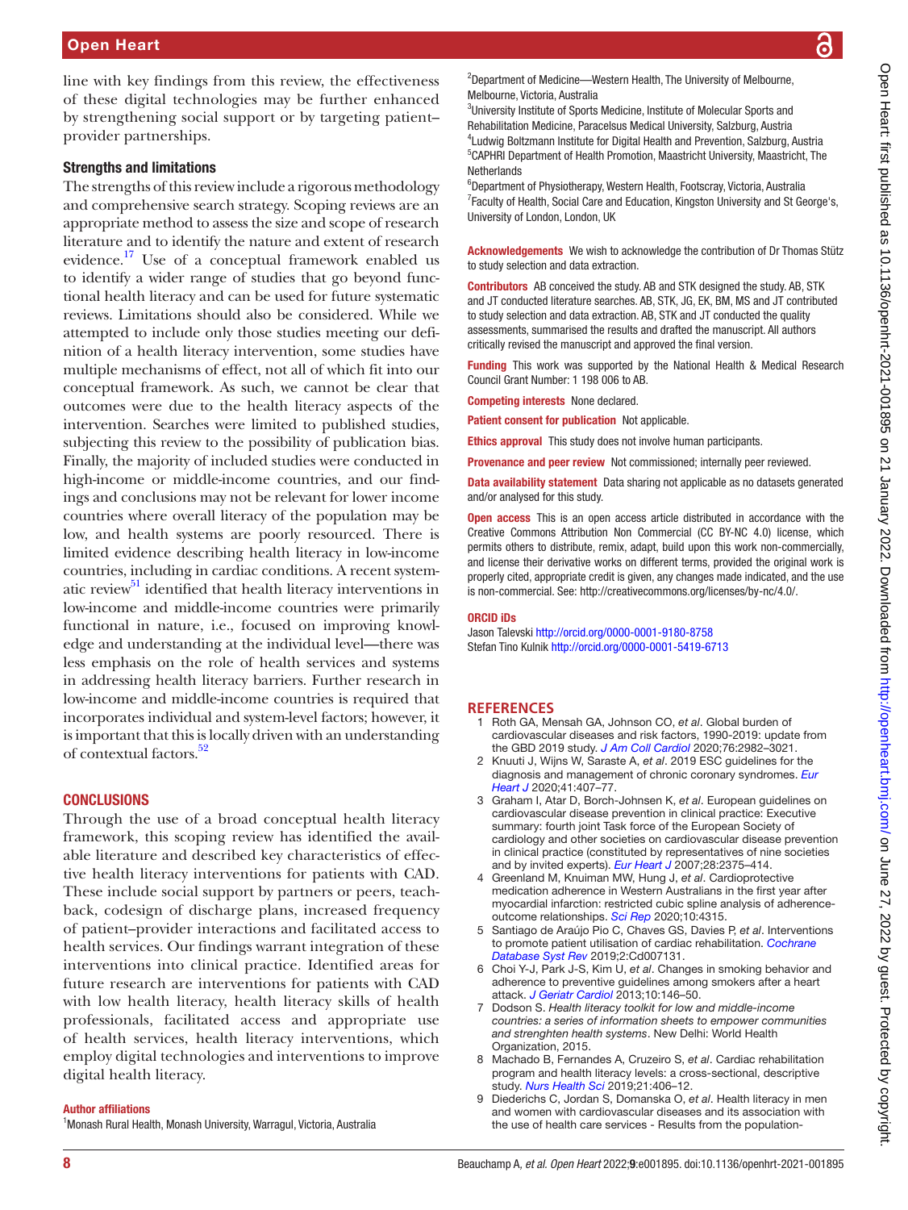line with key findings from this review, the effectiveness of these digital technologies may be further enhanced by strengthening social support or by targeting patient–provider partnerships.

### Strengths and limitations

The strengths of this review include a rigorous methodology and comprehensive search strategy. Scoping reviews are an appropriate method to assess the size and scope of research literature and to identify the nature and extent of research evidence.[17] Use of a conceptual framework enabled us to identify a wider range of studies that go beyond functional health literacy and can be used for future systematic reviews. Limitations should also be considered. While we attempted to include only those studies meeting our definition of a health literacy intervention, some studies have multiple mechanisms of effect, not all of which fit into our conceptual framework. As such, we cannot be clear that outcomes were due to the health literacy aspects of the intervention. Searches were limited to published studies, subjecting this review to the possibility of publication bias. Finally, the majority of included studies were conducted in high-income or middle-income countries, and our findings and conclusions may not be relevant for lower income countries where overall literacy of the population may be low, and health systems are poorly resourced. There is limited evidence describing health literacy in low-income countries, including in cardiac conditions. A recent systematic review[51] identified that health literacy interventions in low-income and middle-income countries were primarily functional in nature, i.e., focused on improving knowledge and understanding at the individual level—there was less emphasis on the role of health services and systems in addressing health literacy barriers. Further research in low-income and middle-income countries is required that incorporates individual and system-level factors; however, it is important that this is locally driven with an understanding of contextual factors.[52]

## CONCLUSIONS

Through the use of a broad conceptual health literacy framework, this scoping review has identified the available literature and described key characteristics of effective health literacy interventions for patients with CAD. These include social support by partners or peers, teach-back, codesign of discharge plans, increased frequency of patient–provider interactions and facilitated access to health services. Our findings warrant integration of these interventions into clinical practice. Identified areas for future research are interventions for patients with CAD with low health literacy, health literacy skills of health professionals, facilitated access and appropriate use of health services, health literacy interventions, which employ digital technologies and interventions to improve digital health literacy.

**Author affiliations**

[1]Monash Rural Health, Monash University, Warragul, Victoria, Australia
[2]Department of Medicine—Western Health, The University of Melbourne, Melbourne, Victoria, Australia
[3]University Institute of Sports Medicine, Institute of Molecular Sports and Rehabilitation Medicine, Paracelsus Medical University, Salzburg, Austria
[4]Ludwig Boltzmann Institute for Digital Health and Prevention, Salzburg, Austria
[5]CAPHRI Department of Health Promotion, Maastricht University, Maastricht, The Netherlands
[6]Department of Physiotherapy, Western Health, Footscray, Victoria, Australia
[7]Faculty of Health, Social Care and Education, Kingston University and St George's, University of London, London, UK

**Acknowledgements** We wish to acknowledge the contribution of Dr Thomas Stütz to study selection and data extraction.

**Contributors** AB conceived the study. AB and STK designed the study. AB, STK and JT conducted literature searches. AB, STK, JG, EK, BM, MS and JT contributed to study selection and data extraction. AB, STK and JT conducted the quality assessments, summarised the results and drafted the manuscript. All authors critically revised the manuscript and approved the final version.

**Funding** This work was supported by the National Health & Medical Research Council Grant Number: 1 198 006 to AB.

**Competing interests** None declared.

**Patient consent for publication** Not applicable.

**Ethics approval** This study does not involve human participants.

**Provenance and peer review** Not commissioned; internally peer reviewed.

**Data availability statement** Data sharing not applicable as no datasets generated and/or analysed for this study.

**Open access** This is an open access article distributed in accordance with the Creative Commons Attribution Non Commercial (CC BY-NC 4.0) license, which permits others to distribute, remix, adapt, build upon this work non-commercially, and license their derivative works on different terms, provided the original work is properly cited, appropriate credit is given, any changes made indicated, and the use is non-commercial. See: http://creativecommons.org/licenses/by-nc/4.0/.

**ORCID iDs**

Jason Talevski http://orcid.org/0000-0001-9180-8758
Stefan Tino Kulnik http://orcid.org/0000-0001-5419-6713

## REFERENCES

1. Roth GA, Mensah GA, Johnson CO, *et al*. Global burden of cardiovascular diseases and risk factors, 1990-2019: update from the GBD 2019 study. *J Am Coll Cardiol* 2020;76:2982–3021.
2. Knuuti J, Wijns W, Saraste A, *et al*. 2019 ESC guidelines for the diagnosis and management of chronic coronary syndromes. *Eur Heart J* 2020;41:407–77.
3. Graham I, Atar D, Borch-Johnsen K, *et al*. European guidelines on cardiovascular disease prevention in clinical practice: Executive summary: fourth joint Task force of the European Society of cardiology and other societies on cardiovascular disease prevention in clinical practice (constituted by representatives of nine societies and by invited experts). *Eur Heart J* 2007;28:2375–414.
4. Greenland M, Knuiman MW, Hung J, *et al*. Cardioprotective medication adherence in Western Australians in the first year after myocardial infarction: restricted cubic spline analysis of adherence-outcome relationships. *Sci Rep* 2020;10:4315.
5. Santiago de Araújo Pio C, Chaves GS, Davies P, *et al*. Interventions to promote patient utilisation of cardiac rehabilitation. *Cochrane Database Syst Rev* 2019;2:Cd007131.
6. Choi Y-J, Park J-S, Kim U, *et al*. Changes in smoking behavior and adherence to preventive guidelines among smokers after a heart attack. *J Geriatr Cardiol* 2013;10:146–50.
7. Dodson S. *Health literacy toolkit for low and middle-income countries: a series of information sheets to empower communities and strenghten health systems*. New Delhi: World Health Organization, 2015.
8. Machado B, Fernandes A, Cruzeiro S, *et al*. Cardiac rehabilitation program and health literacy levels: a cross-sectional, descriptive study. *Nurs Health Sci* 2019;21:406–12.
9. Diederichs C, Jordan S, Domanska O, *et al*. Health literacy in men and women with cardiovascular diseases and its association with the use of health care services - Results from the population-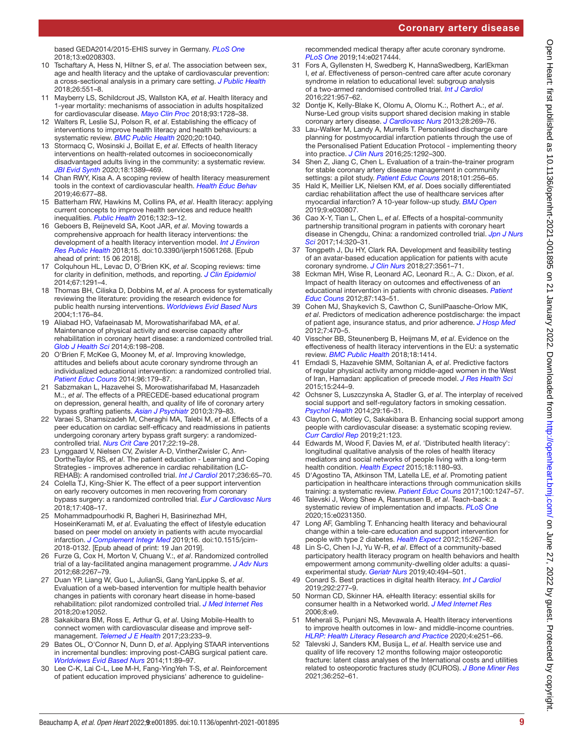based GEDA2014/2015-EHIS survey in Germany. *PLoS One* 2018;13:e0208303.

10. Tschaftary A, Hess N, Hiltner S, *et al*. The association between sex, age and health literacy and the uptake of cardiovascular prevention: a cross-sectional analysis in a primary care setting. *J Public Health* 2018;26:551–8.
11. Mayberry LS, Schildcrout JS, Wallston KA, *et al*. Health literacy and 1-year mortality: mechanisms of association in adults hospitalized for cardiovascular disease. *Mayo Clin Proc* 2018;93:1728–38.
12. Walters R, Leslie SJ, Polson R, *et al*. Establishing the efficacy of interventions to improve health literacy and health behaviours: a systematic review. *BMC Public Health* 2020;20:1040.
13. Stormacq C, Wosinski J, Boillat E, *et al*. Effects of health literacy interventions on health-related outcomes in socioeconomically disadvantaged adults living in the community: a systematic review. *JBI Evid Synth* 2020;18:1389–469.
14. Chan RWY, Kisa A. A scoping review of health literacy measurement tools in the context of cardiovascular health. *Health Educ Behav* 2019;46:677–88.
15. Batterham RW, Hawkins M, Collins PA, *et al*. Health literacy: applying current concepts to improve health services and reduce health inequalities. *Public Health* 2016;132:3–12.
16. Geboers B, Reijneveld SA, Koot JAR, *et al*. Moving towards a comprehensive approach for health literacy interventions: the development of a health literacy intervention model. *Int J Environ Res Public Health* 2018;15. doi:10.3390/ijerph15061268. [Epub ahead of print: 15 06 2018].
17. Colquhoun HL, Levac D, O'Brien KK, *et al*. Scoping reviews: time for clarity in definition, methods, and reporting. *J Clin Epidemiol* 2014;67:1291–4.
18. Thomas BH, Ciliska D, Dobbins M, *et al*. A process for systematically reviewing the literature: providing the research evidence for public health nursing interventions. *Worldviews Evid Based Nurs* 2004;1:176–84.
19. Aliabad HO, Vafaeinasab M, Morowatisharifabad MA, *et al*. Maintenance of physical activity and exercise capacity after rehabilitation in coronary heart disease: a randomized controlled trial. *Glob J Health Sci* 2014;6:198–208.
20. O'Brien F, McKee G, Mooney M, *et al*. Improving knowledge, attitudes and beliefs about acute coronary syndrome through an individualized educational intervention: a randomized controlled trial. *Patient Educ Couns* 2014;96:179–87.
21. Sabzmakan L, Hazavehei S, Morowatisharifabad M, Hasanzadeh M.:, *et al*. The effects of a PRECEDE-based educational program on depression, general health, and quality of life of coronary artery bypass grafting patients. *Asian J Psychiatr* 2010;3:79–83.
22. Varaei S, Shamsizadeh M, Cheraghi MA, Talebi M, *et al*. Effects of a peer education on cardiac self-efficacy and readmissions in patients undergoing coronary artery bypass graft surgery: a randomized-controlled trial. *Nurs Crit Care* 2017;22:19–28.
23. Lynggaard V, Nielsen CV, Zwisler A-D, VintherZwisler C, Ann-DortheTaylor RS, *et al*. The patient education - Learning and Coping Strategies - improves adherence in cardiac rehabilitation (LC-REHAB): A randomised controlled trial. *Int J Cardiol* 2017;236:65–70.
24. Colella TJ, King-Shier K. The effect of a peer support intervention on early recovery outcomes in men recovering from coronary bypass surgery: a randomized controlled trial. *Eur J Cardiovasc Nurs* 2018;17:408–17.
25. Mohammadpourhodki R, Bagheri H, Basirinezhad MH, HoseinKeramati M, *et al*. Evaluating the effect of lifestyle education based on peer model on anxiety in patients with acute myocardial infarction. *J Complement Integr Med* 2019;16. doi:10.1515/jcim-2018-0132. [Epub ahead of print: 19 Jan 2019].
26. Furze G, Cox H, Morton V, Chuang V.:, *et al*. Randomized controlled trial of a lay-facilitated angina management programme. *J Adv Nurs* 2012;68:2267–79.
27. Duan YP, Liang W, Guo L, JulianSi, Gang YanLippke S, *et al*. Evaluation of a web-based intervention for multiple health behavior changes in patients with coronary heart disease in home-based rehabilitation: pilot randomized controlled trial. *J Med Internet Res* 2018;20:e12052.
28. Sakakibara BM, Ross E, Arthur G, *et al*. Using Mobile-Health to connect women with cardiovascular disease and improve self-management. *Telemed J E Health* 2017;23:233–9.
29. Bates OL, O'Connor N, Dunn D, *et al*. Applying STAAR interventions in incremental bundles: improving post-CABG surgical patient care. *Worldviews Evid Based Nurs* 2014;11:89–97.
30. Lee C-K, Lai C-L, Lee M-H, Fang-YingYeh T-S, *et al*. Reinforcement of patient education improved physicians' adherence to guideline-recommended medical therapy after acute coronary syndrome. *PLoS One* 2019;14:e0217444.
31. Fors A, Gyllensten H, Swedberg K, HannaSwedberg, KarlEkman I, *et al*. Effectiveness of person-centred care after acute coronary syndrome in relation to educational level: subgroup analysis of a two-armed randomised controlled trial. *Int J Cardiol* 2016;221:957–62.
32. Dontje K, Kelly-Blake K, Olomu A, Olomu K.:, Rothert A.:, *et al*. Nurse-Led group visits support shared decision making in stable coronary artery disease. *J Cardiovasc Nurs* 2013;28:269–76.
33. Lau-Walker M, Landy A, Murrells T. Personalised discharge care planning for postmyocardial infarction patients through the use of the Personalised Patient Education Protocol - implementing theory into practice. *J Clin Nurs* 2016;25:1292–300.
34. Shen Z, Jiang C, Chen L. Evaluation of a train-the-trainer program for stable coronary artery disease management in community settings: a pilot study. *Patient Educ Couns* 2018;101:256–65.
35. Hald K, Meillier LK, Nielsen KM, *et al*. Does socially differentiated cardiac rehabilitation affect the use of healthcare services after myocardial infarction? A 10-year follow-up study. *BMJ Open* 2019;9:e030807.
36. Cao X-Y, Tian L, Chen L, *et al*. Effects of a hospital-community partnership transitional program in patients with coronary heart disease in Chengdu, China: a randomized controlled trial. *Jpn J Nurs Sci* 2017;14:320–31.
37. Tongpeth J, Du HY, Clark RA. Development and feasibility testing of an avatar-based education application for patients with acute coronary syndrome. *J Clin Nurs* 2018;27:3561–71.
38. Eckman MH, Wise R, Leonard AC, Leonard R.:, A. C.: Dixon, *et al*. Impact of health literacy on outcomes and effectiveness of an educational intervention in patients with chronic diseases. *Patient Educ Couns* 2012;87:143–51.
39. Cohen MJ, Shaykevich S, Cawthon C, SunilPaasche-Orlow MK, *et al*. Predictors of medication adherence postdischarge: the impact of patient age, insurance status, and prior adherence. *J Hosp Med* 2012;7:470–5.
40. Visscher BB, Steunenberg B, Heijmans M, *et al*. Evidence on the effectiveness of health literacy interventions in the EU: a systematic review. *BMC Public Health* 2018;18:1414.
41. Emdadi S, Hazavehie SMM, Soltanian A, *et al*. Predictive factors of regular physical activity among middle-aged women in the West of Iran, Hamadan: application of precede model. *J Res Health Sci* 2015;15:244–9.
42. Ochsner S, Luszczynska A, Stadler G, *et al*. The interplay of received social support and self-regulatory factors in smoking cessation. *Psychol Health* 2014;29:16–31.
43. Clayton C, Motley C, Sakakibara B. Enhancing social support among people with cardiovascular disease: a systematic scoping review. *Curr Cardiol Rep* 2019;21:123.
44. Edwards M, Wood F, Davies M, *et al*. 'Distributed health literacy': longitudinal qualitative analysis of the roles of health literacy mediators and social networks of people living with a long-term health condition. *Health Expect* 2015;18:1180–93.
45. D'Agostino TA, Atkinson TM, Latella LE, *et al*. Promoting patient participation in healthcare interactions through communication skills training: a systematic review. *Patient Educ Couns* 2017;100:1247–57.
46. Talevski J, Wong Shee A, Rasmussen B, *et al*. Teach-back: a systematic review of implementation and impacts. *PLoS One* 2020;15:e0231350.
47. Long AF, Gambling T. Enhancing health literacy and behavioural change within a tele-care education and support intervention for people with type 2 diabetes. *Health Expect* 2012;15:267–82.
48. Lin S-C, Chen I-J, Yu W-R, *et al*. Effect of a community-based participatory health literacy program on health behaviors and health empowerment among community-dwelling older adults: a quasi-experimental study. *Geriatr Nurs* 2019;40:494–501.
49. Conard S. Best practices in digital health literacy. *Int J Cardiol* 2019;292:277–9.
50. Norman CD, Skinner HA. eHealth literacy: essential skills for consumer health in a Networked world. *J Med Internet Res* 2006;8:e9.
51. Meherali S, Punjani NS, Mevawala A. Health literacy interventions to improve health outcomes in low- and middle-income countries. *HLRP: Health Literacy Research and Practice* 2020;4:e251–66.
52. Talevski J, Sanders KM, Busija L, *et al*. Health service use and quality of life recovery 12 months following major osteoporotic fracture: latent class analyses of the International costs and utilities related to osteoporotic fractures study (ICUROS). *J Bone Miner Res* 2021;36:252–61.